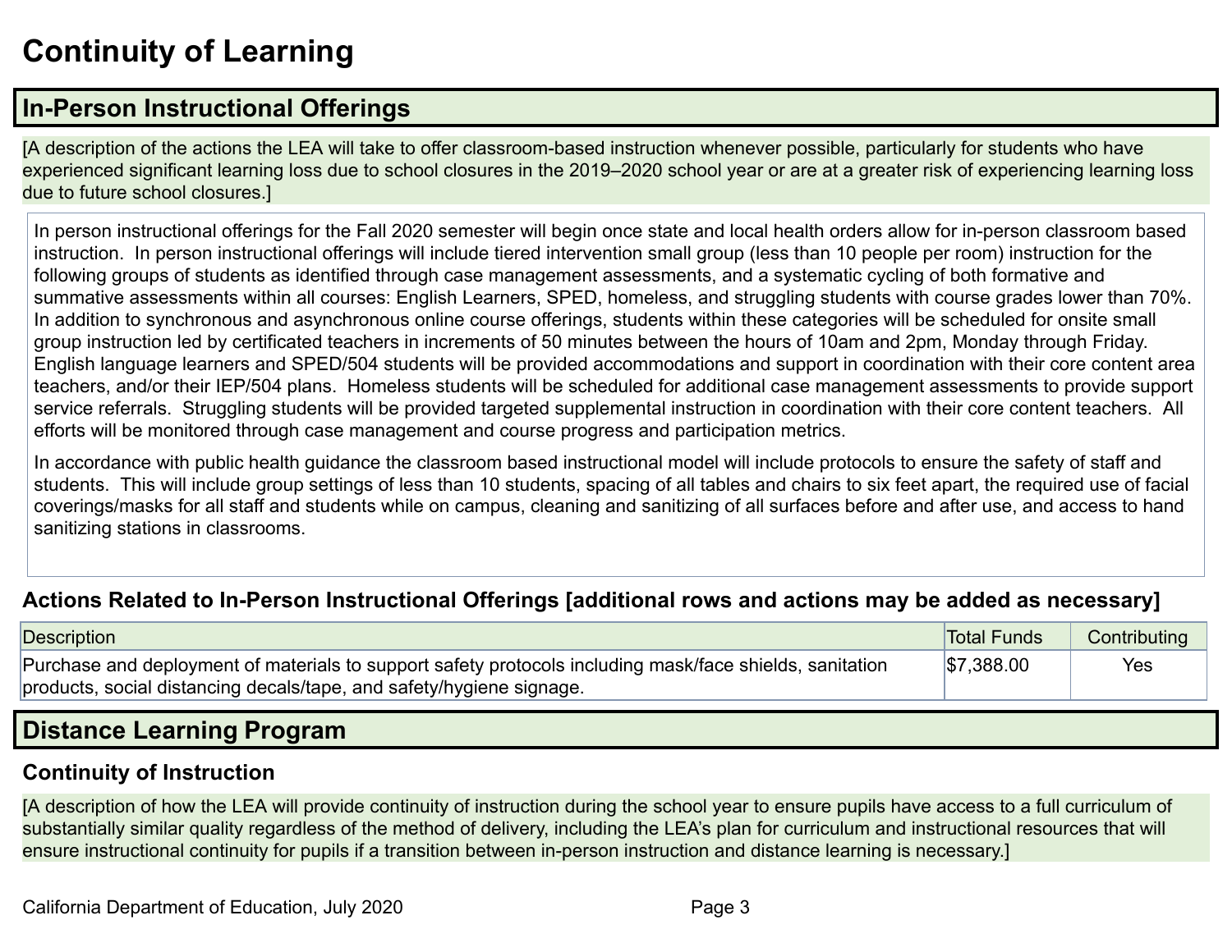# Continuity of Learning

## In-Person Instructional Offerings

[A description of the actions the LEA will take to offer classroom-based instruction whenever possible, particularly for students who have experienced significant learning loss due to school closures in the 2019–2020 school year or are at a greater risk of experiencing learning loss due to future school closures.]

In person instructional offerings for the Fall 2020 semester will begin once state and local health orders allow for in-person classroom based instruction. In person instructional offerings will include tiered intervention small group (less than 10 people per room) instruction for the following groups of students as identified through case management assessments, and a systematic cycling of both formative and summative assessments within all courses: English Learners, SPED, homeless, and struggling students with course grades lower than 70%. In addition to synchronous and asynchronous online course offerings, students within these categories will be scheduled for onsite small group instruction led by certificated teachers in increments of 50 minutes between the hours of 10am and 2pm, Monday through Friday. English language learners and SPED/504 students will be provided accommodations and support in coordination with their core content area teachers, and/or their IEP/504 plans. Homeless students will be scheduled for additional case management assessments to provide support service referrals. Struggling students will be provided targeted supplemental instruction in coordination with their core content teachers. All efforts will be monitored through case management and course progress and participation metrics.

In accordance with public health guidance the classroom based instructional model will include protocols to ensure the safety of staff and students. This will include group settings of less than 10 students, spacing of all tables and chairs to six feet apart, the required use of facial coverings/masks for all staff and students while on campus, cleaning and sanitizing of all surfaces before and after use, and access to hand sanitizing stations in classrooms.

### Actions Related to In-Person Instructional Offerings [additional rows and actions may be added as necessary]

| Description | Total Funds | Contributing |
|---|---|---|
| Purchase and deployment of materials to support safety protocols including mask/face shields, sanitation products, social distancing decals/tape, and safety/hygiene signage. | $7,388.00 | Yes |

## Distance Learning Program

### Continuity of Instruction

[A description of how the LEA will provide continuity of instruction during the school year to ensure pupils have access to a full curriculum of substantially similar quality regardless of the method of delivery, including the LEA's plan for curriculum and instructional resources that will ensure instructional continuity for pupils if a transition between in-person instruction and distance learning is necessary.]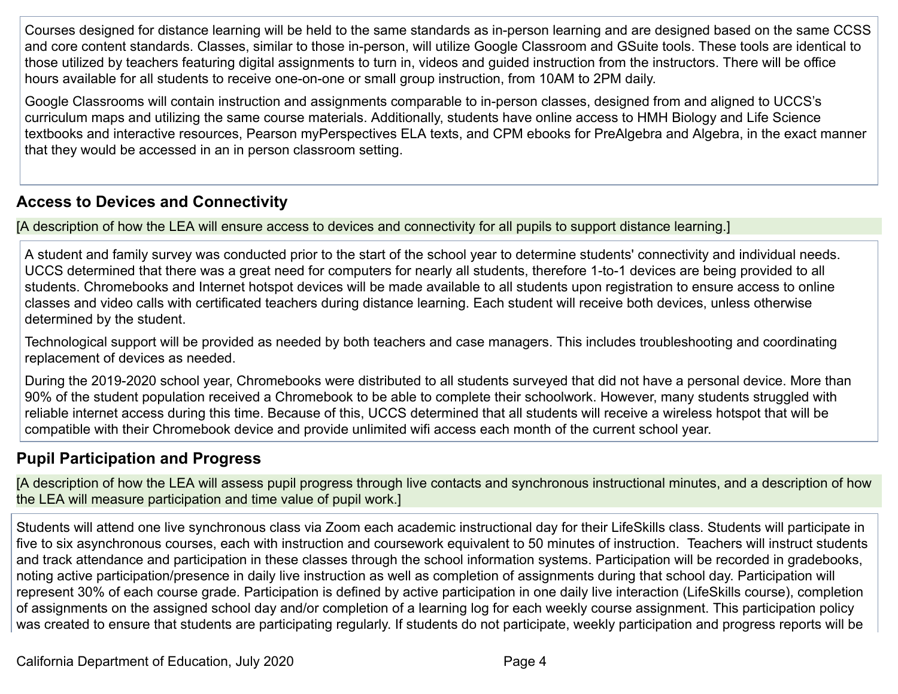Courses designed for distance learning will be held to the same standards as in-person learning and are designed based on the same CCSS and core content standards. Classes, similar to those in-person, will utilize Google Classroom and GSuite tools. These tools are identical to those utilized by teachers featuring digital assignments to turn in, videos and guided instruction from the instructors. There will be office hours available for all students to receive one-on-one or small group instruction, from 10AM to 2PM daily.

Google Classrooms will contain instruction and assignments comparable to in-person classes, designed from and aligned to UCCS's curriculum maps and utilizing the same course materials. Additionally, students have online access to HMH Biology and Life Science textbooks and interactive resources, Pearson myPerspectives ELA texts, and CPM ebooks for PreAlgebra and Algebra, in the exact manner that they would be accessed in an in person classroom setting.

## Access to Devices and Connectivity

[A description of how the LEA will ensure access to devices and connectivity for all pupils to support distance learning.]

A student and family survey was conducted prior to the start of the school year to determine students' connectivity and individual needs. UCCS determined that there was a great need for computers for nearly all students, therefore 1-to-1 devices are being provided to all students. Chromebooks and Internet hotspot devices will be made available to all students upon registration to ensure access to online classes and video calls with certificated teachers during distance learning. Each student will receive both devices, unless otherwise determined by the student.

Technological support will be provided as needed by both teachers and case managers. This includes troubleshooting and coordinating replacement of devices as needed.

During the 2019-2020 school year, Chromebooks were distributed to all students surveyed that did not have a personal device. More than 90% of the student population received a Chromebook to be able to complete their schoolwork. However, many students struggled with reliable internet access during this time. Because of this, UCCS determined that all students will receive a wireless hotspot that will be compatible with their Chromebook device and provide unlimited wifi access each month of the current school year.

## Pupil Participation and Progress

[A description of how the LEA will assess pupil progress through live contacts and synchronous instructional minutes, and a description of how the LEA will measure participation and time value of pupil work.]

Students will attend one live synchronous class via Zoom each academic instructional day for their LifeSkills class. Students will participate in five to six asynchronous courses, each with instruction and coursework equivalent to 50 minutes of instruction. Teachers will instruct students and track attendance and participation in these classes through the school information systems. Participation will be recorded in gradebooks, noting active participation/presence in daily live instruction as well as completion of assignments during that school day. Participation will represent 30% of each course grade. Participation is defined by active participation in one daily live interaction (LifeSkills course), completion of assignments on the assigned school day and/or completion of a learning log for each weekly course assignment. This participation policy was created to ensure that students are participating regularly. If students do not participate, weekly participation and progress reports will be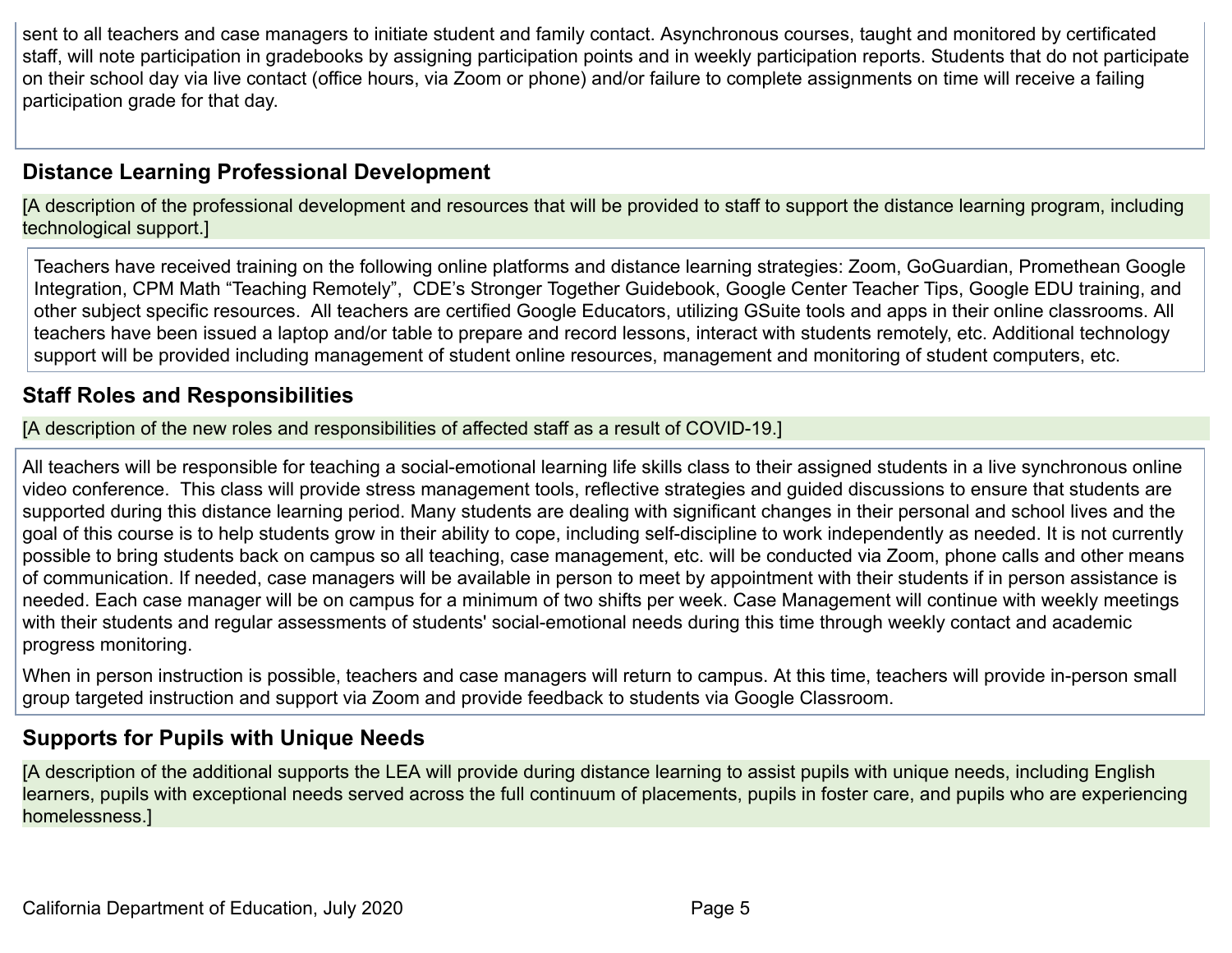sent to all teachers and case managers to initiate student and family contact. Asynchronous courses, taught and monitored by certificated staff, will note participation in gradebooks by assigning participation points and in weekly participation reports. Students that do not participate on their school day via live contact (office hours, via Zoom or phone) and/or failure to complete assignments on time will receive a failing participation grade for that day.

## Distance Learning Professional Development

[A description of the professional development and resources that will be provided to staff to support the distance learning program, including technological support.]

Teachers have received training on the following online platforms and distance learning strategies: Zoom, GoGuardian, Promethean Google Integration, CPM Math "Teaching Remotely", CDE's Stronger Together Guidebook, Google Center Teacher Tips, Google EDU training, and other subject specific resources. All teachers are certified Google Educators, utilizing GSuite tools and apps in their online classrooms. All teachers have been issued a laptop and/or table to prepare and record lessons, interact with students remotely, etc. Additional technology support will be provided including management of student online resources, management and monitoring of student computers, etc.

## Staff Roles and Responsibilities

[A description of the new roles and responsibilities of affected staff as a result of COVID-19.]

All teachers will be responsible for teaching a social-emotional learning life skills class to their assigned students in a live synchronous online video conference. This class will provide stress management tools, reflective strategies and guided discussions to ensure that students are supported during this distance learning period. Many students are dealing with significant changes in their personal and school lives and the goal of this course is to help students grow in their ability to cope, including self-discipline to work independently as needed. It is not currently possible to bring students back on campus so all teaching, case management, etc. will be conducted via Zoom, phone calls and other means of communication. If needed, case managers will be available in person to meet by appointment with their students if in person assistance is needed. Each case manager will be on campus for a minimum of two shifts per week. Case Management will continue with weekly meetings with their students and regular assessments of students' social-emotional needs during this time through weekly contact and academic progress monitoring.

When in person instruction is possible, teachers and case managers will return to campus. At this time, teachers will provide in-person small group targeted instruction and support via Zoom and provide feedback to students via Google Classroom.

## Supports for Pupils with Unique Needs

[A description of the additional supports the LEA will provide during distance learning to assist pupils with unique needs, including English learners, pupils with exceptional needs served across the full continuum of placements, pupils in foster care, and pupils who are experiencing homelessness.]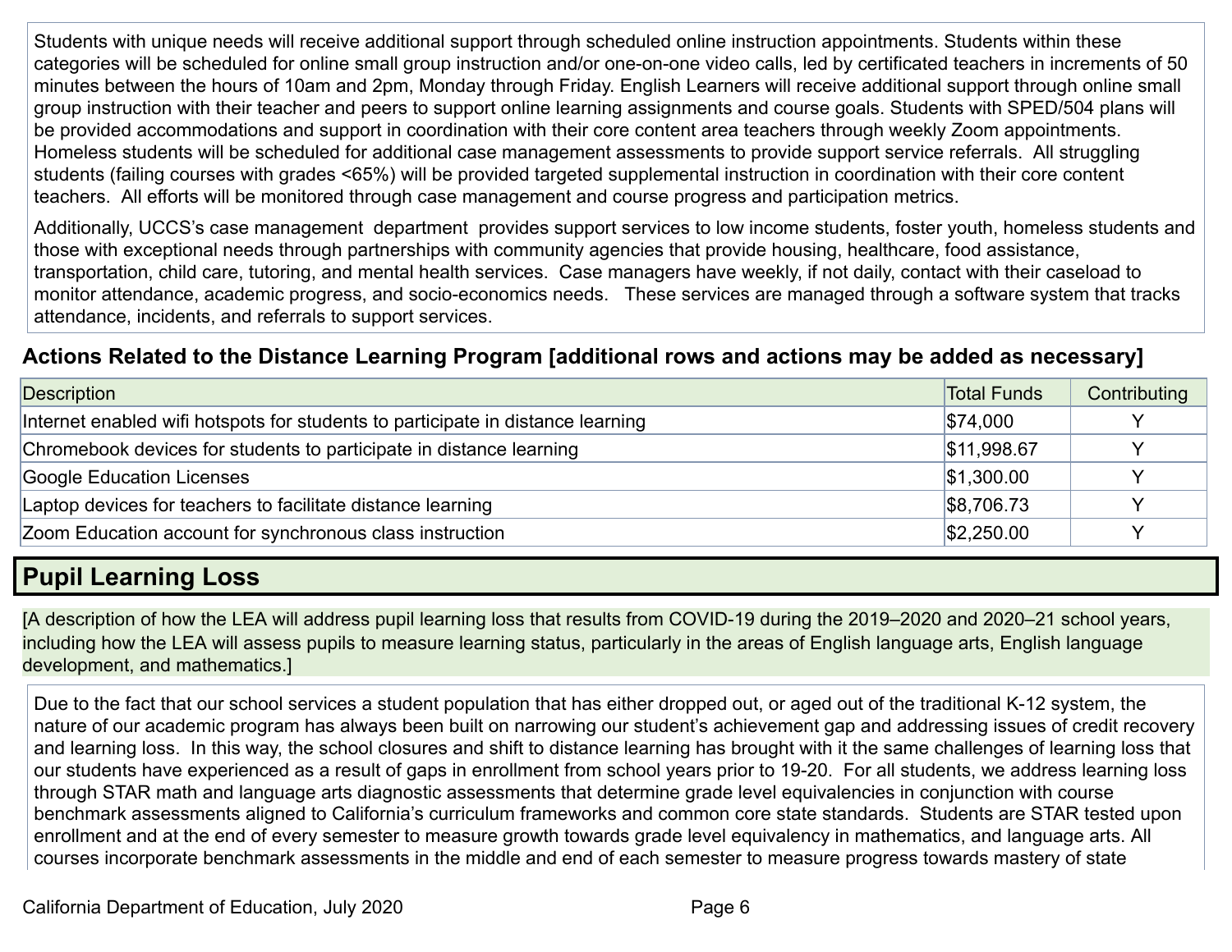Students with unique needs will receive additional support through scheduled online instruction appointments. Students within these categories will be scheduled for online small group instruction and/or one-on-one video calls, led by certificated teachers in increments of 50 minutes between the hours of 10am and 2pm, Monday through Friday. English Learners will receive additional support through online small group instruction with their teacher and peers to support online learning assignments and course goals. Students with SPED/504 plans will be provided accommodations and support in coordination with their core content area teachers through weekly Zoom appointments. Homeless students will be scheduled for additional case management assessments to provide support service referrals. All struggling students (failing courses with grades <65%) will be provided targeted supplemental instruction in coordination with their core content teachers. All efforts will be monitored through case management and course progress and participation metrics.

Additionally, UCCS's case management department provides support services to low income students, foster youth, homeless students and those with exceptional needs through partnerships with community agencies that provide housing, healthcare, food assistance, transportation, child care, tutoring, and mental health services. Case managers have weekly, if not daily, contact with their caseload to monitor attendance, academic progress, and socio-economics needs. These services are managed through a software system that tracks attendance, incidents, and referrals to support services.

### Actions Related to the Distance Learning Program [additional rows and actions may be added as necessary]

| Description | Total Funds | Contributing |
|---|---|---|
| Internet enabled wifi hotspots for students to participate in distance learning | $74,000 | Y |
| Chromebook devices for students to participate in distance learning | $11,998.67 | Y |
| Google Education Licenses | $1,300.00 | Y |
| Laptop devices for teachers to facilitate distance learning | $8,706.73 | Y |
| Zoom Education account for synchronous class instruction | $2,250.00 | Y |

## Pupil Learning Loss

[A description of how the LEA will address pupil learning loss that results from COVID-19 during the 2019–2020 and 2020–21 school years, including how the LEA will assess pupils to measure learning status, particularly in the areas of English language arts, English language development, and mathematics.]

Due to the fact that our school services a student population that has either dropped out, or aged out of the traditional K-12 system, the nature of our academic program has always been built on narrowing our student's achievement gap and addressing issues of credit recovery and learning loss. In this way, the school closures and shift to distance learning has brought with it the same challenges of learning loss that our students have experienced as a result of gaps in enrollment from school years prior to 19-20. For all students, we address learning loss through STAR math and language arts diagnostic assessments that determine grade level equivalencies in conjunction with course benchmark assessments aligned to California's curriculum frameworks and common core state standards. Students are STAR tested upon enrollment and at the end of every semester to measure growth towards grade level equivalency in mathematics, and language arts. All courses incorporate benchmark assessments in the middle and end of each semester to measure progress towards mastery of state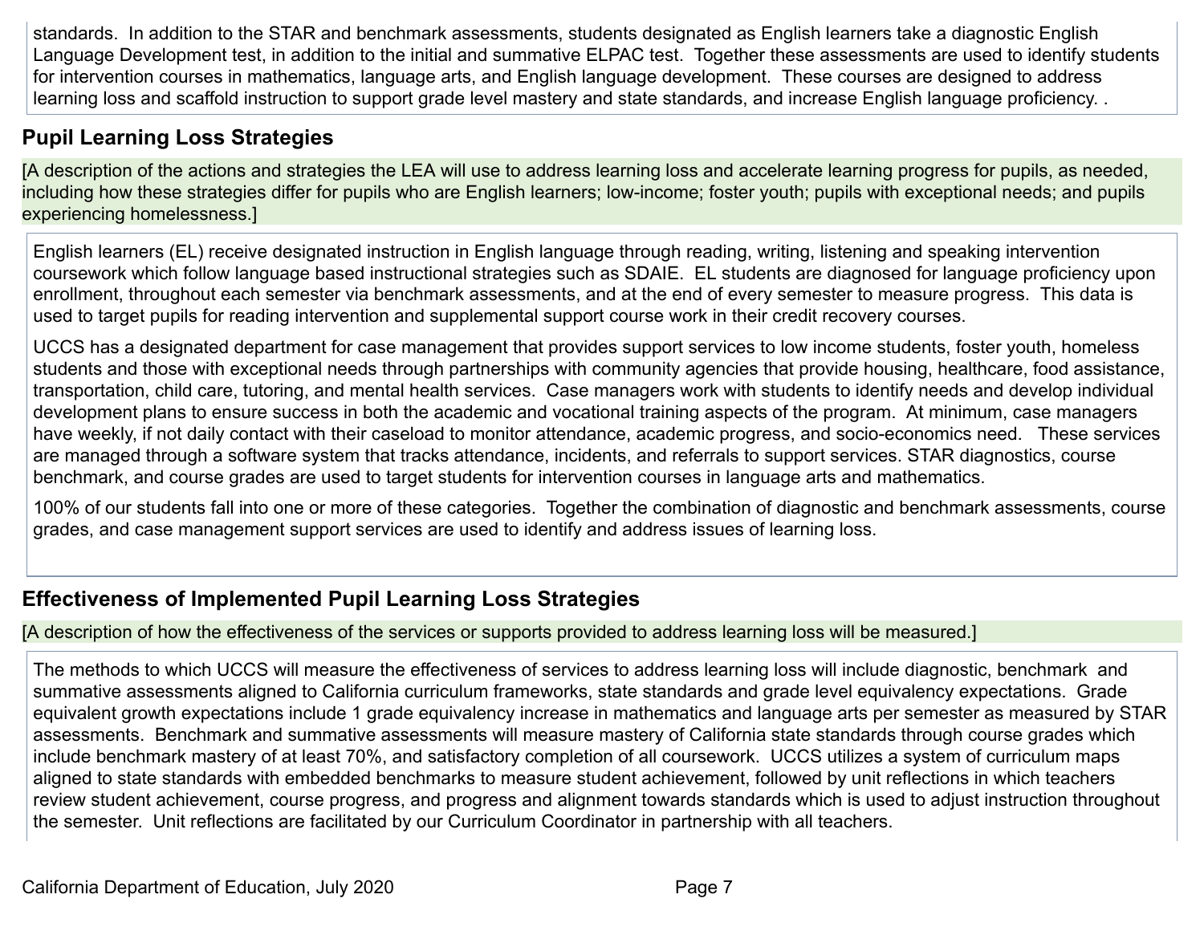standards. In addition to the STAR and benchmark assessments, students designated as English learners take a diagnostic English Language Development test, in addition to the initial and summative ELPAC test. Together these assessments are used to identify students for intervention courses in mathematics, language arts, and English language development. These courses are designed to address learning loss and scaffold instruction to support grade level mastery and state standards, and increase English language proficiency. .

## Pupil Learning Loss Strategies

[A description of the actions and strategies the LEA will use to address learning loss and accelerate learning progress for pupils, as needed, including how these strategies differ for pupils who are English learners; low-income; foster youth; pupils with exceptional needs; and pupils experiencing homelessness.]

English learners (EL) receive designated instruction in English language through reading, writing, listening and speaking intervention coursework which follow language based instructional strategies such as SDAIE. EL students are diagnosed for language proficiency upon enrollment, throughout each semester via benchmark assessments, and at the end of every semester to measure progress. This data is used to target pupils for reading intervention and supplemental support course work in their credit recovery courses.

UCCS has a designated department for case management that provides support services to low income students, foster youth, homeless students and those with exceptional needs through partnerships with community agencies that provide housing, healthcare, food assistance, transportation, child care, tutoring, and mental health services. Case managers work with students to identify needs and develop individual development plans to ensure success in both the academic and vocational training aspects of the program. At minimum, case managers have weekly, if not daily contact with their caseload to monitor attendance, academic progress, and socio-economics need. These services are managed through a software system that tracks attendance, incidents, and referrals to support services. STAR diagnostics, course benchmark, and course grades are used to target students for intervention courses in language arts and mathematics.

100% of our students fall into one or more of these categories. Together the combination of diagnostic and benchmark assessments, course grades, and case management support services are used to identify and address issues of learning loss.

## Effectiveness of Implemented Pupil Learning Loss Strategies

[A description of how the effectiveness of the services or supports provided to address learning loss will be measured.]

The methods to which UCCS will measure the effectiveness of services to address learning loss will include diagnostic, benchmark and summative assessments aligned to California curriculum frameworks, state standards and grade level equivalency expectations. Grade equivalent growth expectations include 1 grade equivalency increase in mathematics and language arts per semester as measured by STAR assessments. Benchmark and summative assessments will measure mastery of California state standards through course grades which include benchmark mastery of at least 70%, and satisfactory completion of all coursework. UCCS utilizes a system of curriculum maps aligned to state standards with embedded benchmarks to measure student achievement, followed by unit reflections in which teachers review student achievement, course progress, and progress and alignment towards standards which is used to adjust instruction throughout the semester. Unit reflections are facilitated by our Curriculum Coordinator in partnership with all teachers.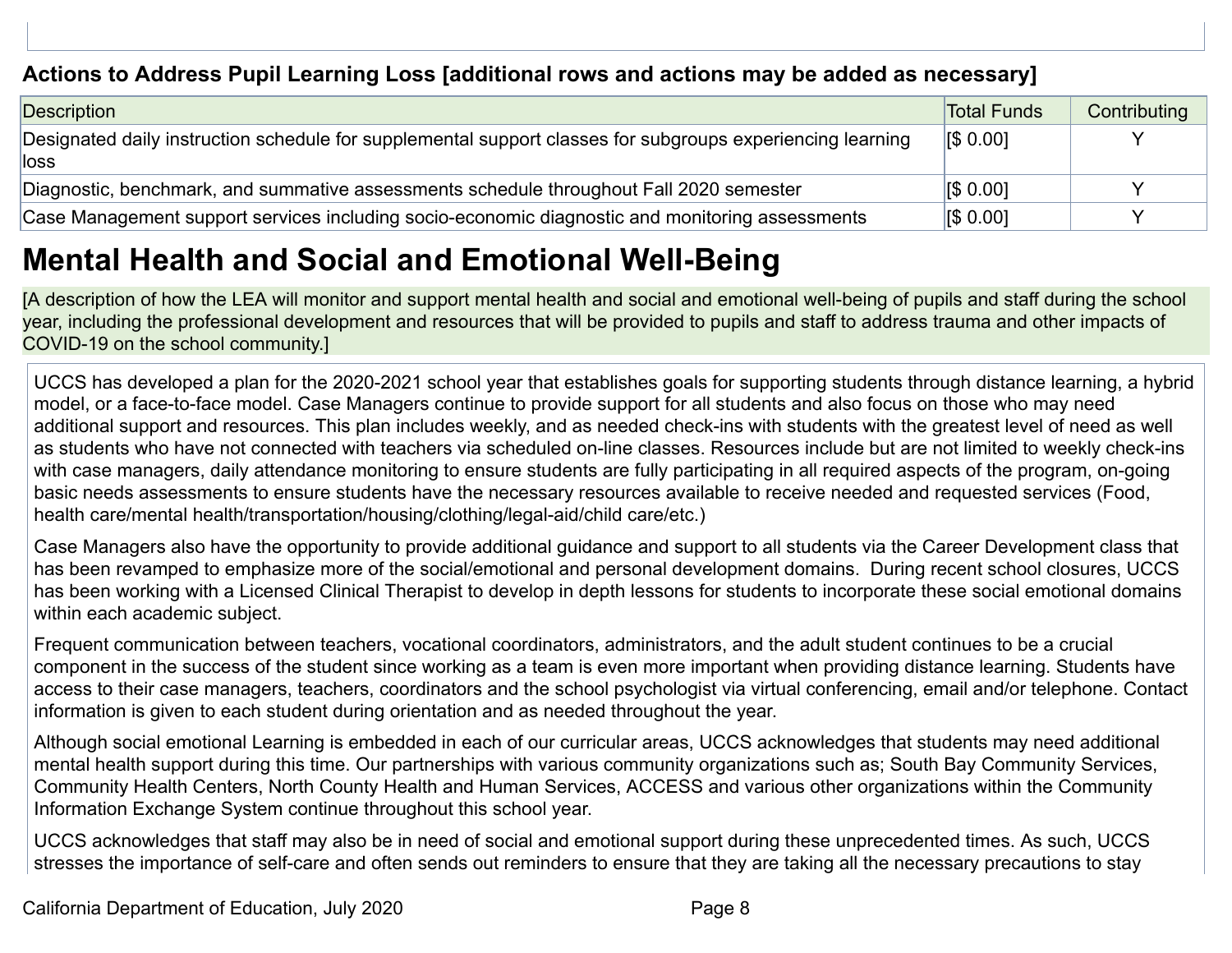### Actions to Address Pupil Learning Loss [additional rows and actions may be added as necessary]

| Description | Total Funds | Contributing |
|---|---|---|
| Designated daily instruction schedule for supplemental support classes for subgroups experiencing learning loss | [$ 0.00] | Y |
| Diagnostic, benchmark, and summative assessments schedule throughout Fall 2020 semester | [$ 0.00] | Y |
| Case Management support services including socio-economic diagnostic and monitoring assessments | [$ 0.00] | Y |

## Mental Health and Social and Emotional Well-Being

[A description of how the LEA will monitor and support mental health and social and emotional well-being of pupils and staff during the school year, including the professional development and resources that will be provided to pupils and staff to address trauma and other impacts of COVID-19 on the school community.]

UCCS has developed a plan for the 2020-2021 school year that establishes goals for supporting students through distance learning, a hybrid model, or a face-to-face model. Case Managers continue to provide support for all students and also focus on those who may need additional support and resources. This plan includes weekly, and as needed check-ins with students with the greatest level of need as well as students who have not connected with teachers via scheduled on-line classes. Resources include but are not limited to weekly check-ins with case managers, daily attendance monitoring to ensure students are fully participating in all required aspects of the program, on-going basic needs assessments to ensure students have the necessary resources available to receive needed and requested services (Food, health care/mental health/transportation/housing/clothing/legal-aid/child care/etc.)

Case Managers also have the opportunity to provide additional guidance and support to all students via the Career Development class that has been revamped to emphasize more of the social/emotional and personal development domains. During recent school closures, UCCS has been working with a Licensed Clinical Therapist to develop in depth lessons for students to incorporate these social emotional domains within each academic subject.

Frequent communication between teachers, vocational coordinators, administrators, and the adult student continues to be a crucial component in the success of the student since working as a team is even more important when providing distance learning. Students have access to their case managers, teachers, coordinators and the school psychologist via virtual conferencing, email and/or telephone. Contact information is given to each student during orientation and as needed throughout the year.

Although social emotional Learning is embedded in each of our curricular areas, UCCS acknowledges that students may need additional mental health support during this time. Our partnerships with various community organizations such as; South Bay Community Services, Community Health Centers, North County Health and Human Services, ACCESS and various other organizations within the Community Information Exchange System continue throughout this school year.

UCCS acknowledges that staff may also be in need of social and emotional support during these unprecedented times. As such, UCCS stresses the importance of self-care and often sends out reminders to ensure that they are taking all the necessary precautions to stay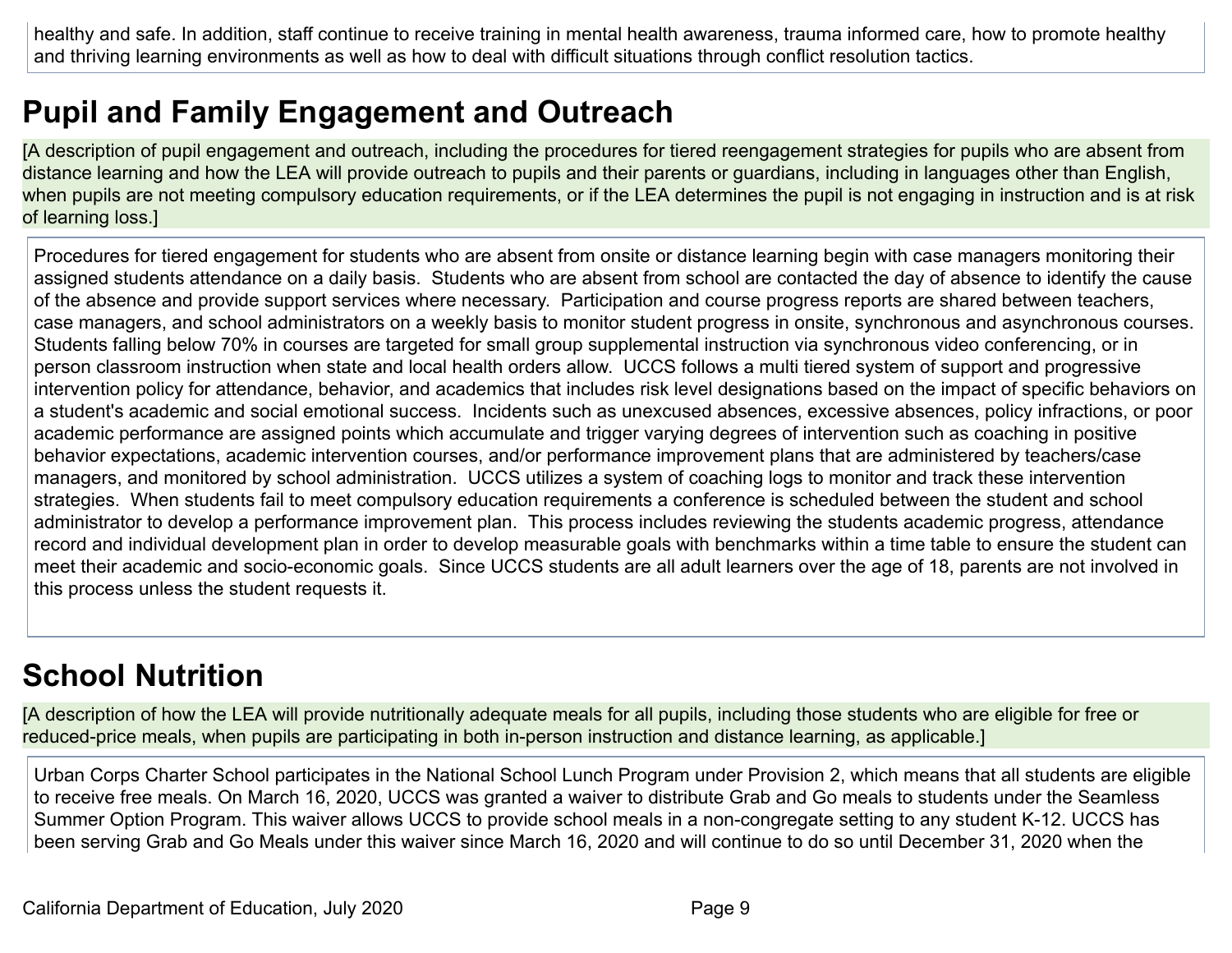healthy and safe. In addition, staff continue to receive training in mental health awareness, trauma informed care, how to promote healthy and thriving learning environments as well as how to deal with difficult situations through conflict resolution tactics.

## Pupil and Family Engagement and Outreach

[A description of pupil engagement and outreach, including the procedures for tiered reengagement strategies for pupils who are absent from distance learning and how the LEA will provide outreach to pupils and their parents or guardians, including in languages other than English, when pupils are not meeting compulsory education requirements, or if the LEA determines the pupil is not engaging in instruction and is at risk of learning loss.]

Procedures for tiered engagement for students who are absent from onsite or distance learning begin with case managers monitoring their assigned students attendance on a daily basis. Students who are absent from school are contacted the day of absence to identify the cause of the absence and provide support services where necessary. Participation and course progress reports are shared between teachers, case managers, and school administrators on a weekly basis to monitor student progress in onsite, synchronous and asynchronous courses. Students falling below 70% in courses are targeted for small group supplemental instruction via synchronous video conferencing, or in person classroom instruction when state and local health orders allow. UCCS follows a multi tiered system of support and progressive intervention policy for attendance, behavior, and academics that includes risk level designations based on the impact of specific behaviors on a student's academic and social emotional success. Incidents such as unexcused absences, excessive absences, policy infractions, or poor academic performance are assigned points which accumulate and trigger varying degrees of intervention such as coaching in positive behavior expectations, academic intervention courses, and/or performance improvement plans that are administered by teachers/case managers, and monitored by school administration. UCCS utilizes a system of coaching logs to monitor and track these intervention strategies. When students fail to meet compulsory education requirements a conference is scheduled between the student and school administrator to develop a performance improvement plan. This process includes reviewing the students academic progress, attendance record and individual development plan in order to develop measurable goals with benchmarks within a time table to ensure the student can meet their academic and socio-economic goals. Since UCCS students are all adult learners over the age of 18, parents are not involved in this process unless the student requests it.

## School Nutrition

[A description of how the LEA will provide nutritionally adequate meals for all pupils, including those students who are eligible for free or reduced-price meals, when pupils are participating in both in-person instruction and distance learning, as applicable.]

Urban Corps Charter School participates in the National School Lunch Program under Provision 2, which means that all students are eligible to receive free meals. On March 16, 2020, UCCS was granted a waiver to distribute Grab and Go meals to students under the Seamless Summer Option Program. This waiver allows UCCS to provide school meals in a non-congregate setting to any student K-12. UCCS has been serving Grab and Go Meals under this waiver since March 16, 2020 and will continue to do so until December 31, 2020 when the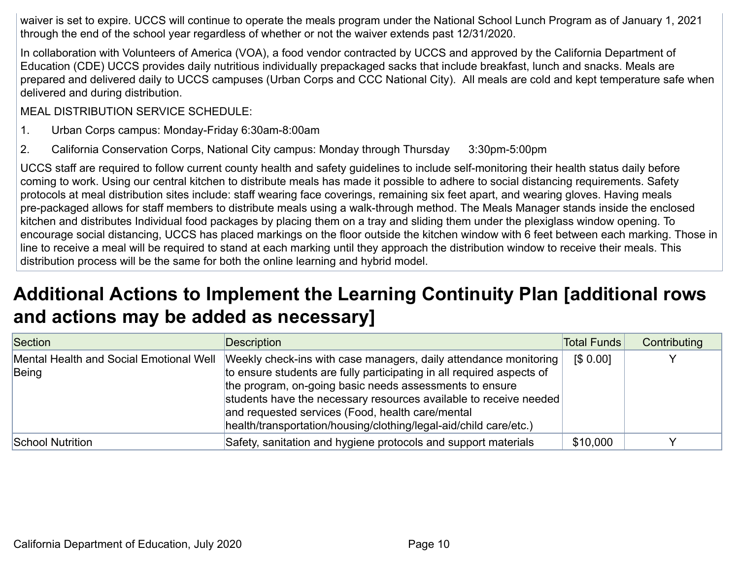waiver is set to expire. UCCS will continue to operate the meals program under the National School Lunch Program as of January 1, 2021 through the end of the school year regardless of whether or not the waiver extends past 12/31/2020.

In collaboration with Volunteers of America (VOA), a food vendor contracted by UCCS and approved by the California Department of Education (CDE) UCCS provides daily nutritious individually prepackaged sacks that include breakfast, lunch and snacks. Meals are prepared and delivered daily to UCCS campuses (Urban Corps and CCC National City). All meals are cold and kept temperature safe when delivered and during distribution.

MEAL DISTRIBUTION SERVICE SCHEDULE:

1. Urban Corps campus: Monday-Friday 6:30am-8:00am
2. California Conservation Corps, National City campus: Monday through Thursday 3:30pm-5:00pm

UCCS staff are required to follow current county health and safety guidelines to include self-monitoring their health status daily before coming to work. Using our central kitchen to distribute meals has made it possible to adhere to social distancing requirements. Safety protocols at meal distribution sites include: staff wearing face coverings, remaining six feet apart, and wearing gloves. Having meals pre-packaged allows for staff members to distribute meals using a walk-through method. The Meals Manager stands inside the enclosed kitchen and distributes Individual food packages by placing them on a tray and sliding them under the plexiglass window opening. To encourage social distancing, UCCS has placed markings on the floor outside the kitchen window with 6 feet between each marking. Those in line to receive a meal will be required to stand at each marking until they approach the distribution window to receive their meals. This distribution process will be the same for both the online learning and hybrid model.

## Additional Actions to Implement the Learning Continuity Plan [additional rows and actions may be added as necessary]

| Section | Description | Total Funds | Contributing |
|---|---|---|---|
| Mental Health and Social Emotional Well Being | Weekly check-ins with case managers, daily attendance monitoring to ensure students are fully participating in all required aspects of the program, on-going basic needs assessments to ensure students have the necessary resources available to receive needed and requested services (Food, health care/mental health/transportation/housing/clothing/legal-aid/child care/etc.) | [$ 0.00] | Y |
| School Nutrition | Safety, sanitation and hygiene protocols and support materials | $10,000 | Y |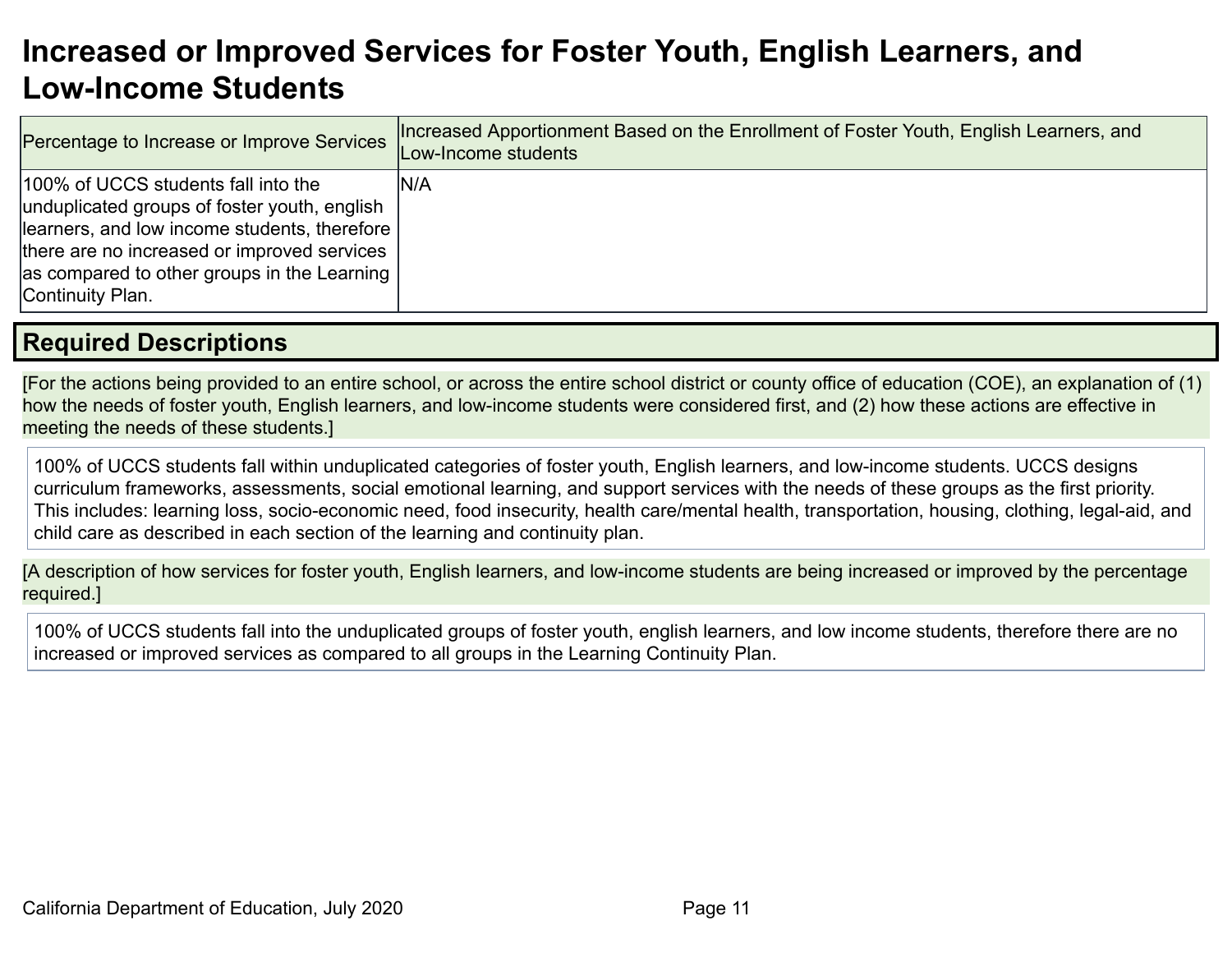# Increased or Improved Services for Foster Youth, English Learners, and Low-Income Students

| Percentage to Increase or Improve Services | Increased Apportionment Based on the Enrollment of Foster Youth, English Learners, and Low-Income students |
|---|---|
| 100% of UCCS students fall into the unduplicated groups of foster youth, english learners, and low income students, therefore there are no increased or improved services as compared to other groups in the Learning Continuity Plan. | N/A |

## Required Descriptions

[For the actions being provided to an entire school, or across the entire school district or county office of education (COE), an explanation of (1) how the needs of foster youth, English learners, and low-income students were considered first, and (2) how these actions are effective in meeting the needs of these students.]

100% of UCCS students fall within unduplicated categories of foster youth, English learners, and low-income students. UCCS designs curriculum frameworks, assessments, social emotional learning, and support services with the needs of these groups as the first priority. This includes: learning loss, socio-economic need, food insecurity, health care/mental health, transportation, housing, clothing, legal-aid, and child care as described in each section of the learning and continuity plan.

[A description of how services for foster youth, English learners, and low-income students are being increased or improved by the percentage required.]

100% of UCCS students fall into the unduplicated groups of foster youth, english learners, and low income students, therefore there are no increased or improved services as compared to all groups in the Learning Continuity Plan.